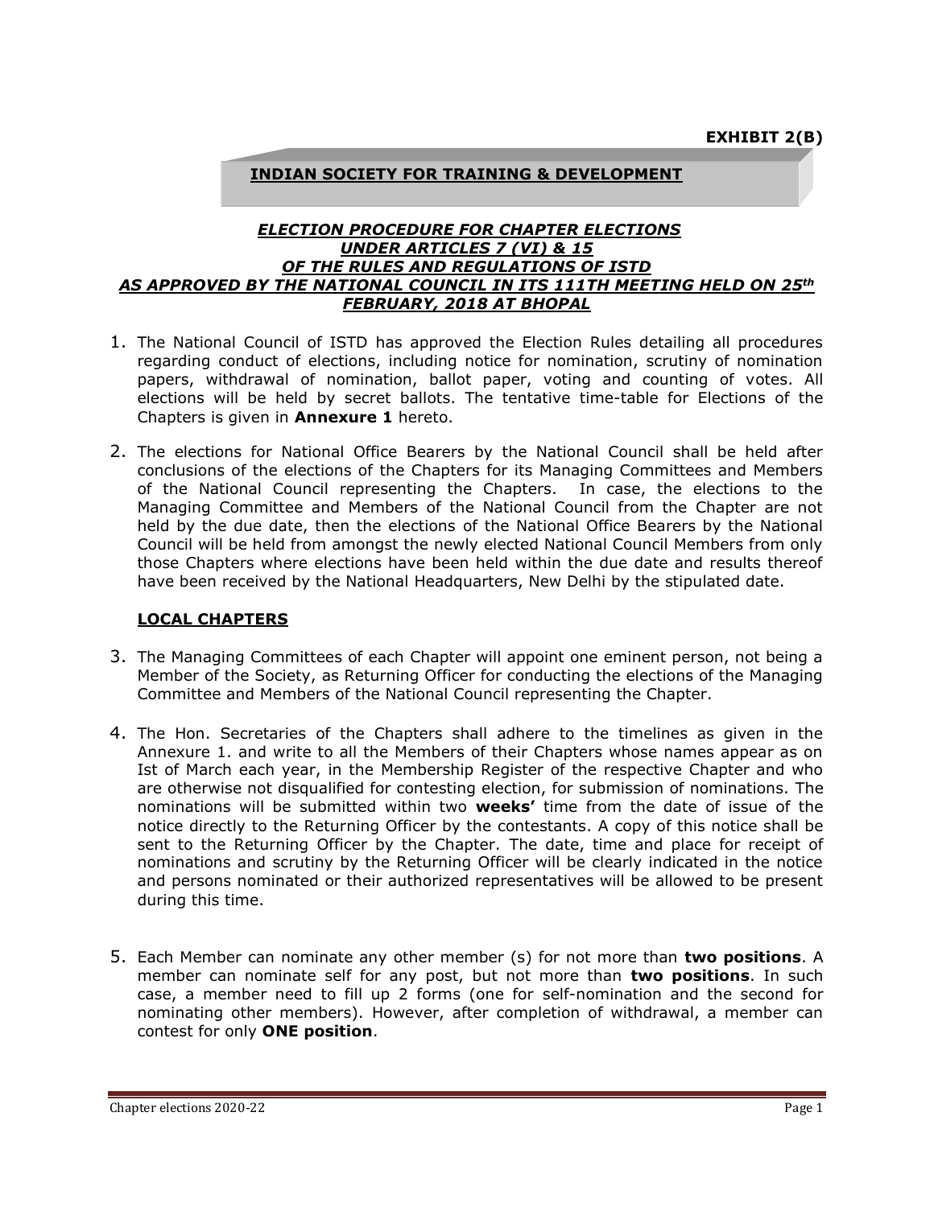**EXHIBIT 2(B)**

# INDIAN SOCIETY FOR TRAINING & DEVELOPMENT

## *ELECTION PROCEDURE FOR CHAPTER ELECTIONS UNDER ARTICLES 7 (VI) & 15 OF THE RULES AND REGULATIONS OF ISTD AS APPROVED BY THE NATIONAL COUNCIL IN ITS 111TH MEETING HELD ON 25th FEBRUARY, 2018 AT BHOPAL*

1. The National Council of ISTD has approved the Election Rules detailing all procedures regarding conduct of elections, including notice for nomination, scrutiny of nomination papers, withdrawal of nomination, ballot paper, voting and counting of votes. All elections will be held by secret ballots. The tentative time-table for Elections of the Chapters is given in **Annexure 1** hereto.

2. The elections for National Office Bearers by the National Council shall be held after conclusions of the elections of the Chapters for its Managing Committees and Members of the National Council representing the Chapters. In case, the elections to the Managing Committee and Members of the National Council from the Chapter are not held by the due date, then the elections of the National Office Bearers by the National Council will be held from amongst the newly elected National Council Members from only those Chapters where elections have been held within the due date and results thereof have been received by the National Headquarters, New Delhi by the stipulated date.

### LOCAL CHAPTERS

3. The Managing Committees of each Chapter will appoint one eminent person, not being a Member of the Society, as Returning Officer for conducting the elections of the Managing Committee and Members of the National Council representing the Chapter.

4. The Hon. Secretaries of the Chapters shall adhere to the timelines as given in the Annexure 1. and write to all the Members of their Chapters whose names appear as on Ist of March each year, in the Membership Register of the respective Chapter and who are otherwise not disqualified for contesting election, for submission of nominations. The nominations will be submitted within two **weeks'** time from the date of issue of the notice directly to the Returning Officer by the contestants. A copy of this notice shall be sent to the Returning Officer by the Chapter. The date, time and place for receipt of nominations and scrutiny by the Returning Officer will be clearly indicated in the notice and persons nominated or their authorized representatives will be allowed to be present during this time.

5. Each Member can nominate any other member (s) for not more than **two positions**. A member can nominate self for any post, but not more than **two positions**. In such case, a member need to fill up 2 forms (one for self-nomination and the second for nominating other members). However, after completion of withdrawal, a member can contest for only **ONE position**.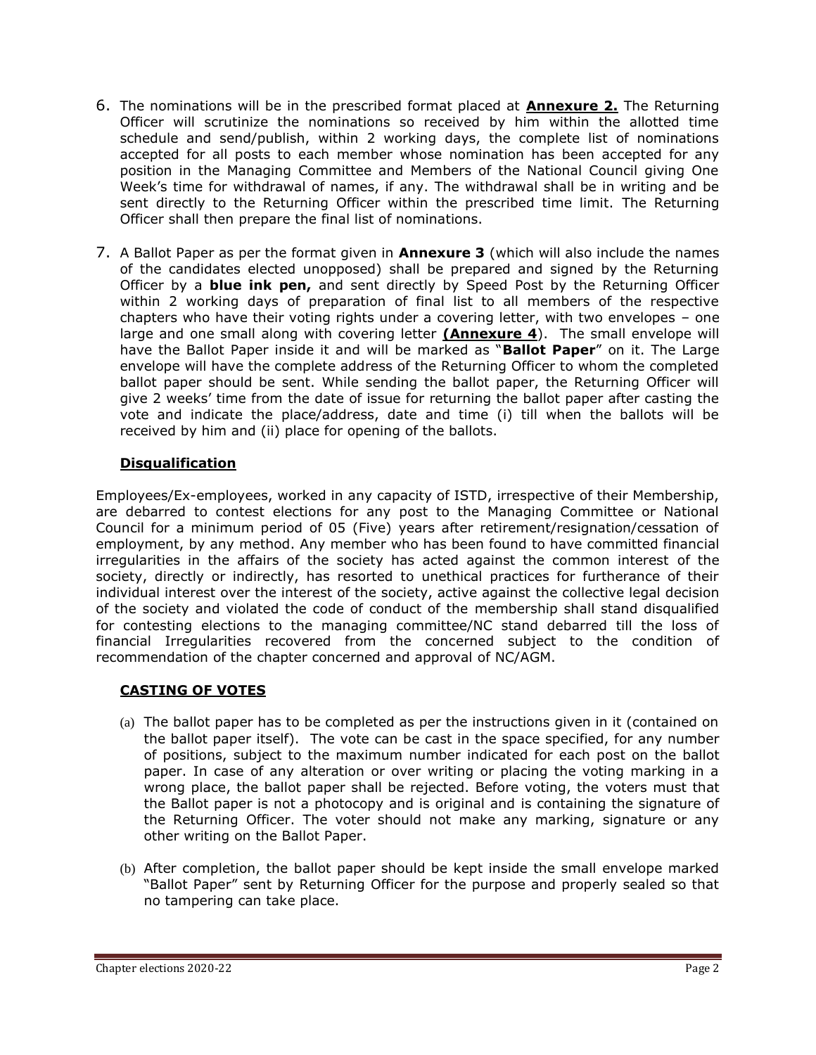6. The nominations will be in the prescribed format placed at **<u>Annexure 2.</u>** The Returning Officer will scrutinize the nominations so received by him within the allotted time schedule and send/publish, within 2 working days, the complete list of nominations accepted for all posts to each member whose nomination has been accepted for any position in the Managing Committee and Members of the National Council giving One Week's time for withdrawal of names, if any. The withdrawal shall be in writing and be sent directly to the Returning Officer within the prescribed time limit. The Returning Officer shall then prepare the final list of nominations.

7. A Ballot Paper as per the format given in **Annexure 3** (which will also include the names of the candidates elected unopposed) shall be prepared and signed by the Returning Officer by a **blue ink pen,** and sent directly by Speed Post by the Returning Officer within 2 working days of preparation of final list to all members of the respective chapters who have their voting rights under a covering letter, with two envelopes – one large and one small along with covering letter **<u>(Annexure 4</u>**). The small envelope will have the Ballot Paper inside it and will be marked as "**Ballot Paper**" on it. The Large envelope will have the complete address of the Returning Officer to whom the completed ballot paper should be sent. While sending the ballot paper, the Returning Officer will give 2 weeks' time from the date of issue for returning the ballot paper after casting the vote and indicate the place/address, date and time (i) till when the ballots will be received by him and (ii) place for opening of the ballots.

### <u>Disqualification</u>

Employees/Ex-employees, worked in any capacity of ISTD, irrespective of their Membership, are debarred to contest elections for any post to the Managing Committee or National Council for a minimum period of 05 (Five) years after retirement/resignation/cessation of employment, by any method. Any member who has been found to have committed financial irregularities in the affairs of the society has acted against the common interest of the society, directly or indirectly, has resorted to unethical practices for furtherance of their individual interest over the interest of the society, active against the collective legal decision of the society and violated the code of conduct of the membership shall stand disqualified for contesting elections to the managing committee/NC stand debarred till the loss of financial Irregularities recovered from the concerned subject to the condition of recommendation of the chapter concerned and approval of NC/AGM.

### <u>CASTING OF VOTES</u>

(a) The ballot paper has to be completed as per the instructions given in it (contained on the ballot paper itself). The vote can be cast in the space specified, for any number of positions, subject to the maximum number indicated for each post on the ballot paper. In case of any alteration or over writing or placing the voting marking in a wrong place, the ballot paper shall be rejected. Before voting, the voters must that the Ballot paper is not a photocopy and is original and is containing the signature of the Returning Officer. The voter should not make any marking, signature or any other writing on the Ballot Paper.

(b) After completion, the ballot paper should be kept inside the small envelope marked "Ballot Paper" sent by Returning Officer for the purpose and properly sealed so that no tampering can take place.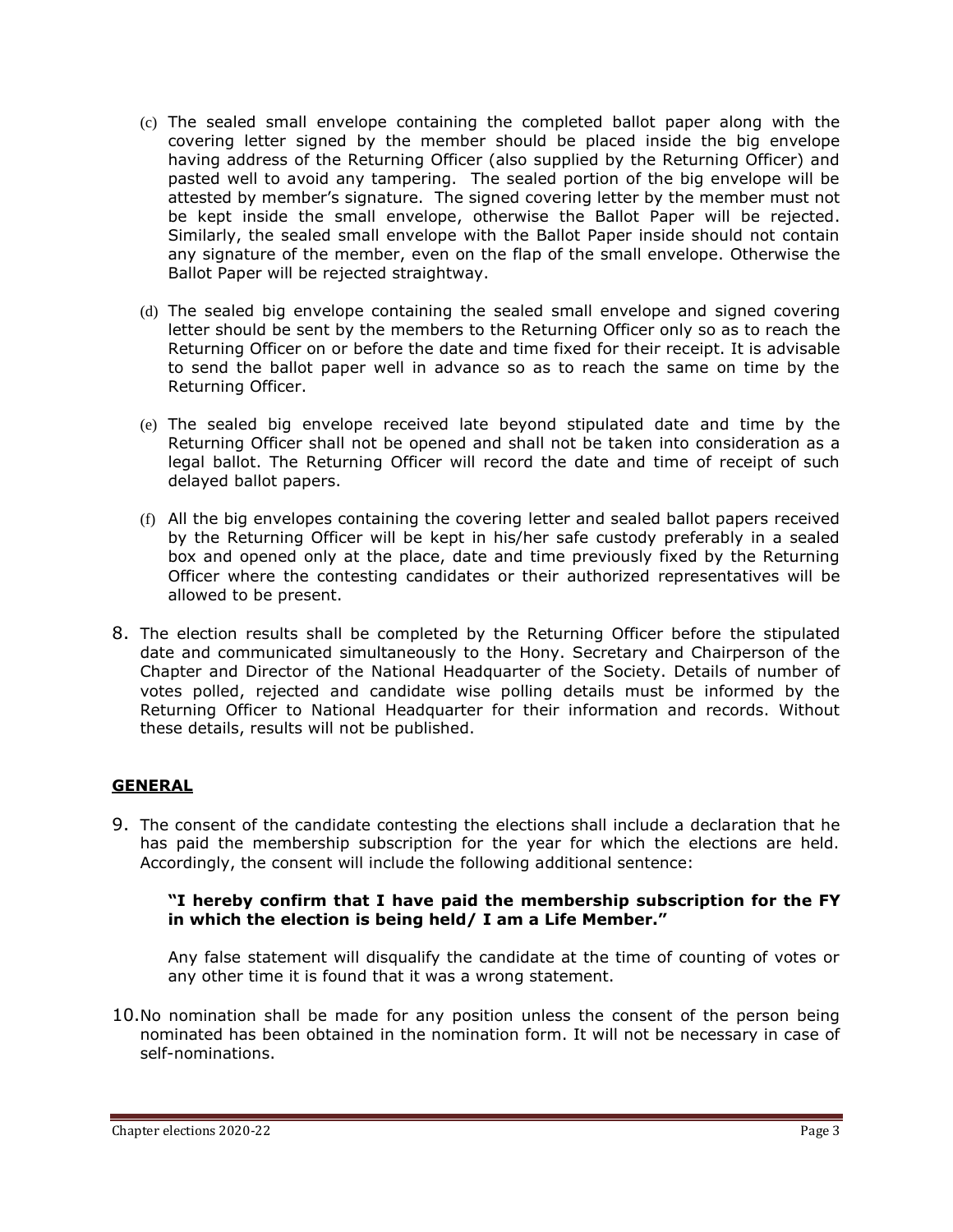(c) The sealed small envelope containing the completed ballot paper along with the covering letter signed by the member should be placed inside the big envelope having address of the Returning Officer (also supplied by the Returning Officer) and pasted well to avoid any tampering. The sealed portion of the big envelope will be attested by member's signature. The signed covering letter by the member must not be kept inside the small envelope, otherwise the Ballot Paper will be rejected. Similarly, the sealed small envelope with the Ballot Paper inside should not contain any signature of the member, even on the flap of the small envelope. Otherwise the Ballot Paper will be rejected straightway.

(d) The sealed big envelope containing the sealed small envelope and signed covering letter should be sent by the members to the Returning Officer only so as to reach the Returning Officer on or before the date and time fixed for their receipt. It is advisable to send the ballot paper well in advance so as to reach the same on time by the Returning Officer.

(e) The sealed big envelope received late beyond stipulated date and time by the Returning Officer shall not be opened and shall not be taken into consideration as a legal ballot. The Returning Officer will record the date and time of receipt of such delayed ballot papers.

(f) All the big envelopes containing the covering letter and sealed ballot papers received by the Returning Officer will be kept in his/her safe custody preferably in a sealed box and opened only at the place, date and time previously fixed by the Returning Officer where the contesting candidates or their authorized representatives will be allowed to be present.

8. The election results shall be completed by the Returning Officer before the stipulated date and communicated simultaneously to the Hony. Secretary and Chairperson of the Chapter and Director of the National Headquarter of the Society. Details of number of votes polled, rejected and candidate wise polling details must be informed by the Returning Officer to National Headquarter for their information and records. Without these details, results will not be published.

## GENERAL

9. The consent of the candidate contesting the elections shall include a declaration that he has paid the membership subscription for the year for which the elections are held. Accordingly, the consent will include the following additional sentence:

   **"I hereby confirm that I have paid the membership subscription for the FY in which the election is being held/ I am a Life Member."**

   Any false statement will disqualify the candidate at the time of counting of votes or any other time it is found that it was a wrong statement.

10. No nomination shall be made for any position unless the consent of the person being nominated has been obtained in the nomination form. It will not be necessary in case of self-nominations.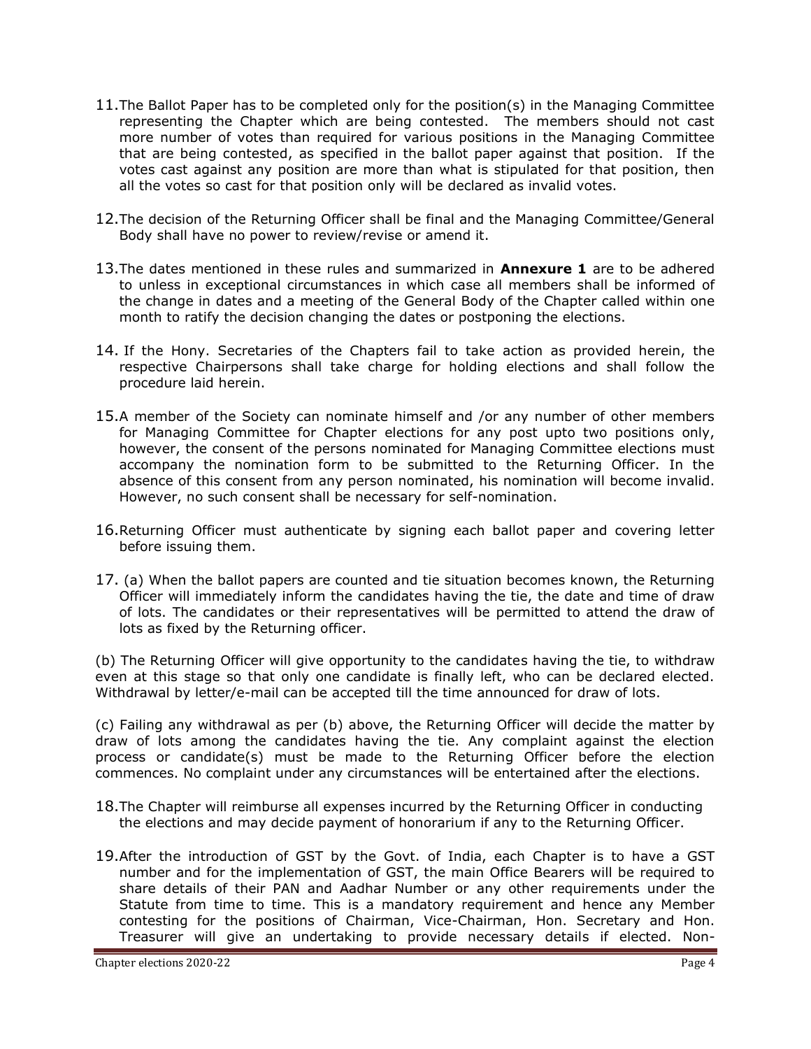11. The Ballot Paper has to be completed only for the position(s) in the Managing Committee representing the Chapter which are being contested. The members should not cast more number of votes than required for various positions in the Managing Committee that are being contested, as specified in the ballot paper against that position. If the votes cast against any position are more than what is stipulated for that position, then all the votes so cast for that position only will be declared as invalid votes.

12. The decision of the Returning Officer shall be final and the Managing Committee/General Body shall have no power to review/revise or amend it.

13. The dates mentioned in these rules and summarized in **Annexure 1** are to be adhered to unless in exceptional circumstances in which case all members shall be informed of the change in dates and a meeting of the General Body of the Chapter called within one month to ratify the decision changing the dates or postponing the elections.

14. If the Hony. Secretaries of the Chapters fail to take action as provided herein, the respective Chairpersons shall take charge for holding elections and shall follow the procedure laid herein.

15. A member of the Society can nominate himself and /or any number of other members for Managing Committee for Chapter elections for any post upto two positions only, however, the consent of the persons nominated for Managing Committee elections must accompany the nomination form to be submitted to the Returning Officer. In the absence of this consent from any person nominated, his nomination will become invalid. However, no such consent shall be necessary for self-nomination.

16. Returning Officer must authenticate by signing each ballot paper and covering letter before issuing them.

17. (a) When the ballot papers are counted and tie situation becomes known, the Returning Officer will immediately inform the candidates having the tie, the date and time of draw of lots. The candidates or their representatives will be permitted to attend the draw of lots as fixed by the Returning officer.

(b) The Returning Officer will give opportunity to the candidates having the tie, to withdraw even at this stage so that only one candidate is finally left, who can be declared elected. Withdrawal by letter/e-mail can be accepted till the time announced for draw of lots.

(c) Failing any withdrawal as per (b) above, the Returning Officer will decide the matter by draw of lots among the candidates having the tie. Any complaint against the election process or candidate(s) must be made to the Returning Officer before the election commences. No complaint under any circumstances will be entertained after the elections.

18. The Chapter will reimburse all expenses incurred by the Returning Officer in conducting the elections and may decide payment of honorarium if any to the Returning Officer.

19. After the introduction of GST by the Govt. of India, each Chapter is to have a GST number and for the implementation of GST, the main Office Bearers will be required to share details of their PAN and Aadhar Number or any other requirements under the Statute from time to time. This is a mandatory requirement and hence any Member contesting for the positions of Chairman, Vice-Chairman, Hon. Secretary and Hon. Treasurer will give an undertaking to provide necessary details if elected. Non-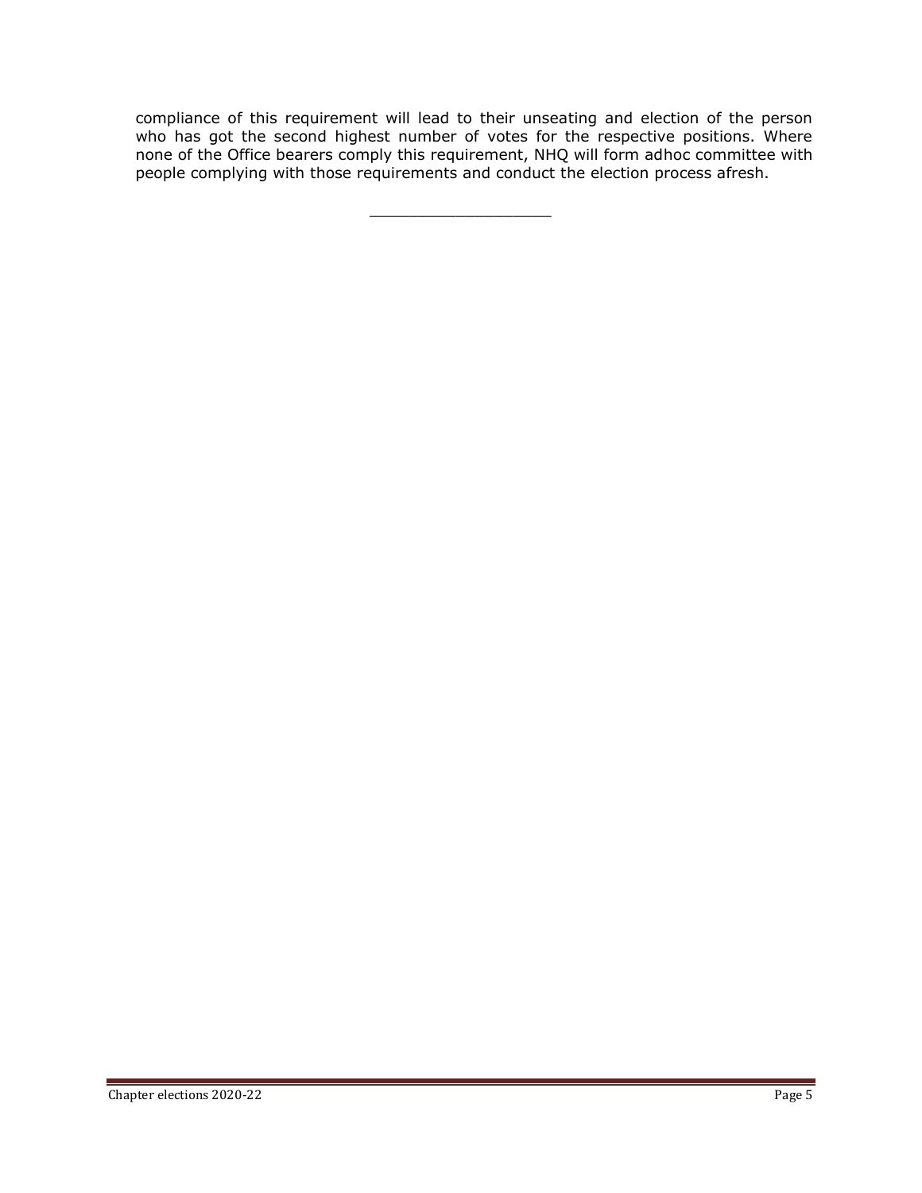compliance of this requirement will lead to their unseating and election of the person who has got the second highest number of votes for the respective positions. Where none of the Office bearers comply this requirement, NHQ will form adhoc committee with people complying with those requirements and conduct the election process afresh.

____________________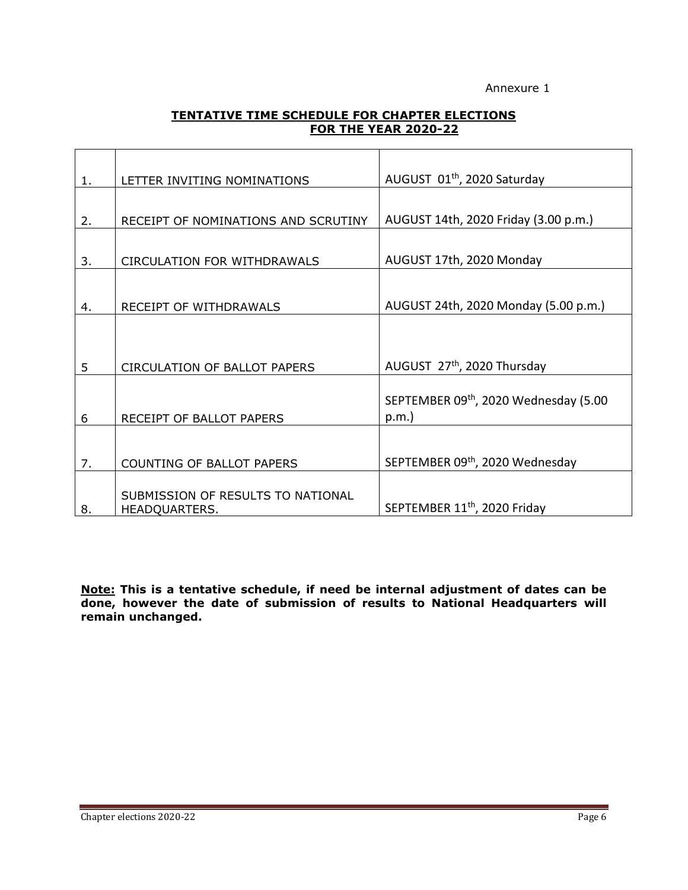Annexure 1

**TENTATIVE TIME SCHEDULE FOR CHAPTER ELECTIONS FOR THE YEAR 2020-22**

| | | |
|---|---|---|
| 1. | LETTER INVITING NOMINATIONS | AUGUST 01th, 2020 Saturday |
| 2. | RECEIPT OF NOMINATIONS AND SCRUTINY | AUGUST 14th, 2020 Friday (3.00 p.m.) |
| 3. | CIRCULATION FOR WITHDRAWALS | AUGUST 17th, 2020 Monday |
| 4. | RECEIPT OF WITHDRAWALS | AUGUST 24th, 2020 Monday (5.00 p.m.) |
| 5 | CIRCULATION OF BALLOT PAPERS | AUGUST 27th, 2020 Thursday |
| 6 | RECEIPT OF BALLOT PAPERS | SEPTEMBER 09th, 2020 Wednesday (5.00 p.m.) |
| 7. | COUNTING OF BALLOT PAPERS | SEPTEMBER 09th, 2020 Wednesday |
| 8. | SUBMISSION OF RESULTS TO NATIONAL HEADQUARTERS. | SEPTEMBER 11th, 2020 Friday |

**Note: This is a tentative schedule, if need be internal adjustment of dates can be done, however the date of submission of results to National Headquarters will remain unchanged.**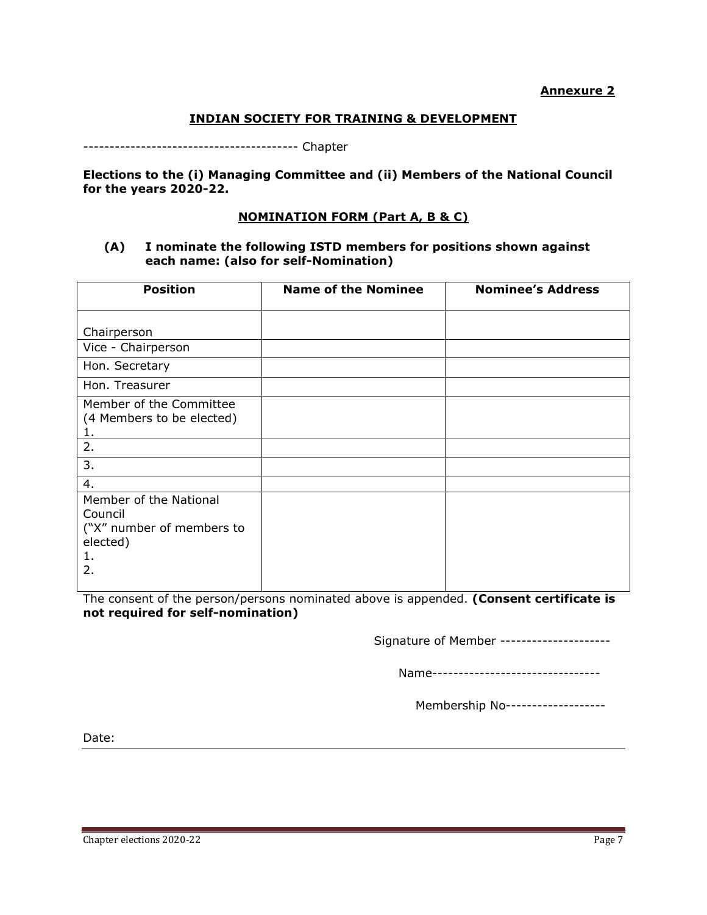**Annexure 2**

## INDIAN SOCIETY FOR TRAINING & DEVELOPMENT

---------------------------------------- Chapter

**Elections to the (i) Managing Committee and (ii) Members of the National Council for the years 2020-22.**

### NOMINATION FORM (Part A, B & C)

**(A) I nominate the following ISTD members for positions shown against each name: (also for self-Nomination)**

| Position | Name of the Nominee | Nominee's Address |
|---|---|---|
| Chairperson | | |
| Vice - Chairperson | | |
| Hon. Secretary | | |
| Hon. Treasurer | | |
| Member of the Committee (4 Members to be elected) 1. | | |
| 2. | | |
| 3. | | |
| 4. | | |
| Member of the National Council ("X" number of members to elected) 1. 2. | | |

The consent of the person/persons nominated above is appended. **(Consent certificate is not required for self-nomination)**

Signature of Member ---------------------

Name-------------------------------

Membership No-------------------

Date: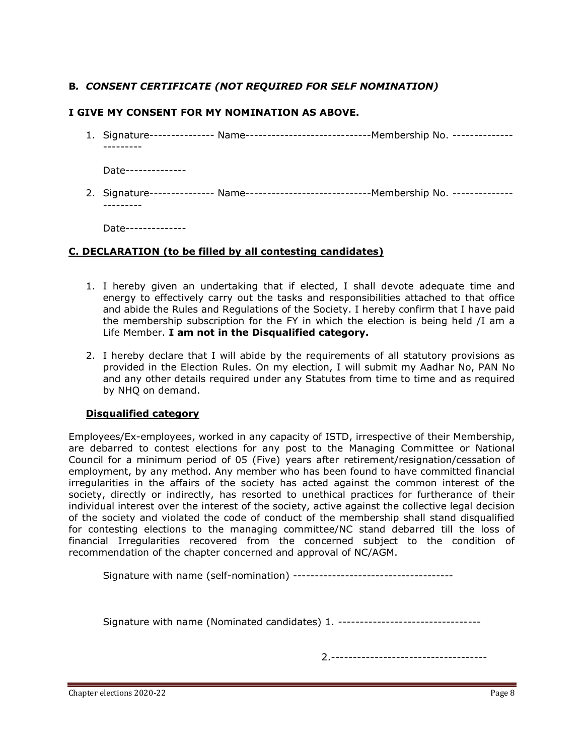### B. *CONSENT CERTIFICATE (NOT REQUIRED FOR SELF NOMINATION)*

**I GIVE MY CONSENT FOR MY NOMINATION AS ABOVE.**

1. Signature--------------- Name----------------------------Membership No. -----------------------

   Date-------------

2. Signature--------------- Name----------------------------Membership No. -----------------------

   Date-------------

### C. DECLARATION (to be filled by all contesting candidates)

1. I hereby given an undertaking that if elected, I shall devote adequate time and energy to effectively carry out the tasks and responsibilities attached to that office and abide the Rules and Regulations of the Society. I hereby confirm that I have paid the membership subscription for the FY in which the election is being held /I am a Life Member. **I am not in the Disqualified category.**

2. I hereby declare that I will abide by the requirements of all statutory provisions as provided in the Election Rules. On my election, I will submit my Aadhar No, PAN No and any other details required under any Statutes from time to time and as required by NHQ on demand.

#### Disqualified category

Employees/Ex-employees, worked in any capacity of ISTD, irrespective of their Membership, are debarred to contest elections for any post to the Managing Committee or National Council for a minimum period of 05 (Five) years after retirement/resignation/cessation of employment, by any method. Any member who has been found to have committed financial irregularities in the affairs of the society has acted against the common interest of the society, directly or indirectly, has resorted to unethical practices for furtherance of their individual interest over the interest of the society, active against the collective legal decision of the society and violated the code of conduct of the membership shall stand disqualified for contesting elections to the managing committee/NC stand debarred till the loss of financial Irregularities recovered from the concerned subject to the condition of recommendation of the chapter concerned and approval of NC/AGM.

Signature with name (self-nomination) -------------------------------------

Signature with name (Nominated candidates) 1. ---------------------------------

2.------------------------------------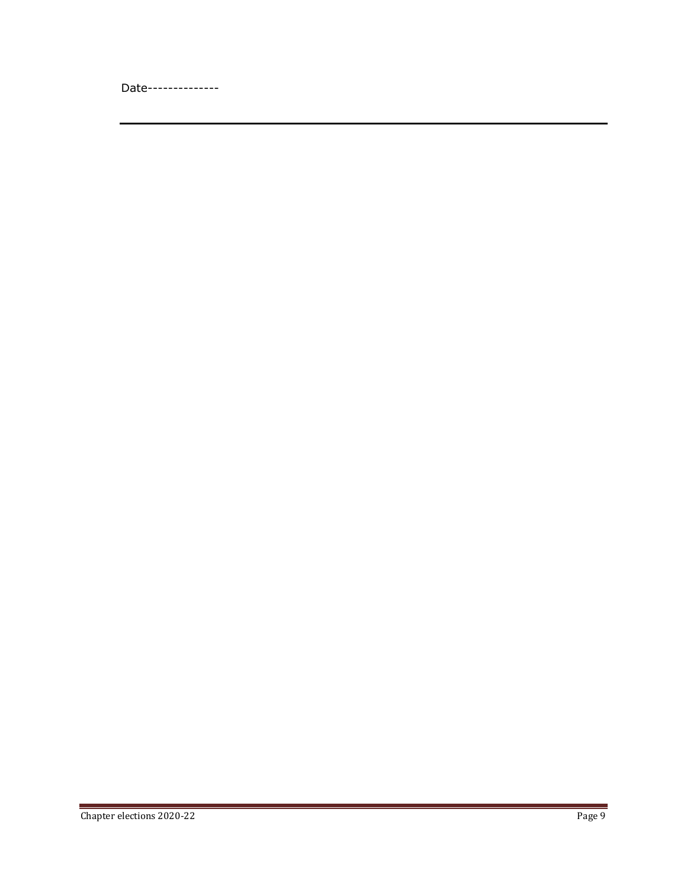Date--------------

---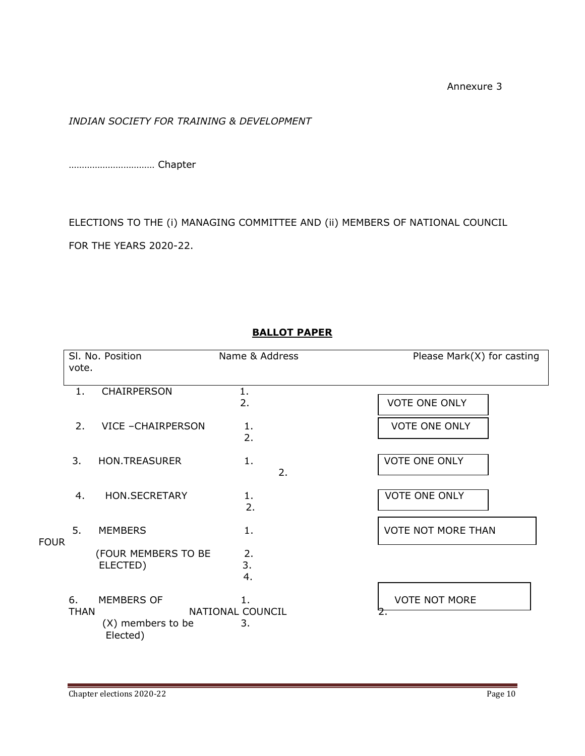Annexure 3

*INDIAN SOCIETY FOR TRAINING & DEVELOPMENT*

…………………………… Chapter

ELECTIONS TO THE (i) MANAGING COMMITTEE AND (ii) MEMBERS OF NATIONAL COUNCIL FOR THE YEARS 2020-22.

**BALLOT PAPER**

| Sl. No. | Position | Name & Address | Please Mark(X) for casting vote. |
|---|---|---|---|
| 1. | CHAIRPERSON | 1.<br>2. | VOTE ONE ONLY |
| 2. | VICE –CHAIRPERSON | 1.<br>2. | VOTE ONE ONLY |
| 3. | HON.TREASURER | 1.<br>2. | VOTE ONE ONLY |
| 4. | HON.SECRETARY | 1.<br>2. | VOTE ONE ONLY |
| 5. | MEMBERS<br>(FOUR MEMBERS TO BE ELECTED) | 1.<br>2.<br>3.<br>4. | VOTE NOT MORE THAN FOUR |
| 6. | MEMBERS OF NATIONAL COUNCIL<br>(X) members to be Elected) | 1.<br>2.<br>3. | VOTE NOT MORE THAN |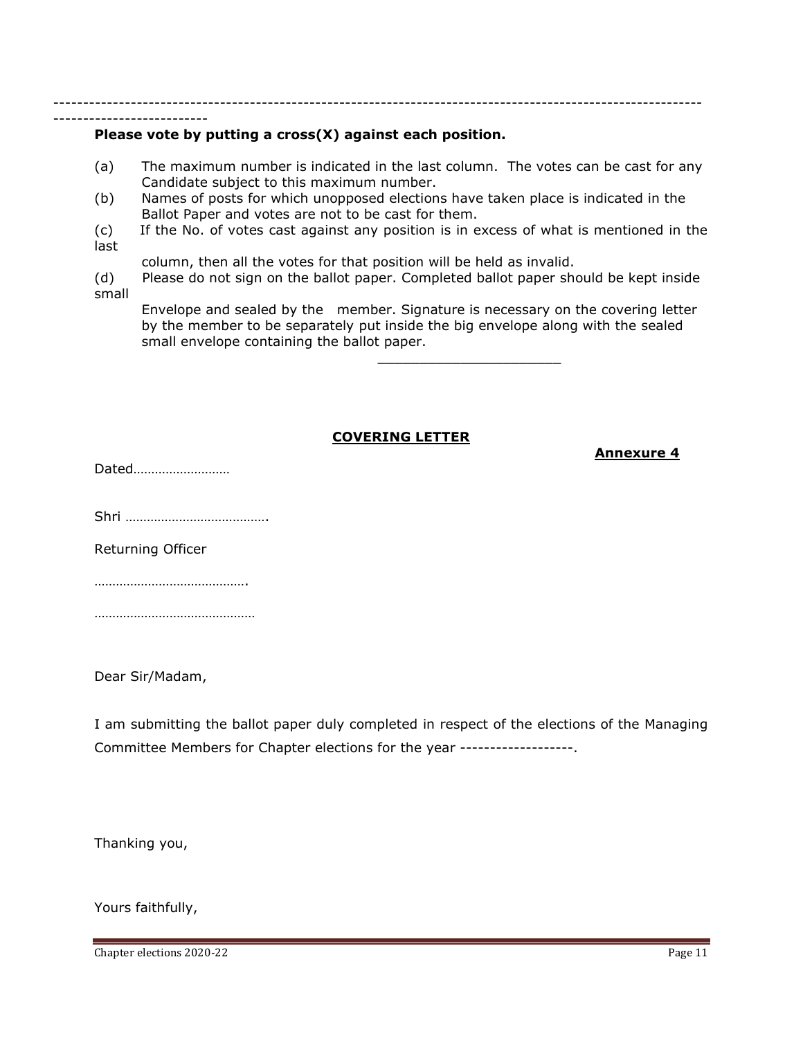---

**Please vote by putting a cross(X) against each position.**

(a) The maximum number is indicated in the last column. The votes can be cast for any Candidate subject to this maximum number.

(b) Names of posts for which unopposed elections have taken place is indicated in the Ballot Paper and votes are not to be cast for them.

(c) If the No. of votes cast against any position is in excess of what is mentioned in the last column, then all the votes for that position will be held as invalid.

(d) Please do not sign on the ballot paper. Completed ballot paper should be kept inside small Envelope and sealed by the member. Signature is necessary on the covering letter by the member to be separately put inside the big envelope along with the sealed small envelope containing the ballot paper.

______________________

## COVERING LETTER

**Annexure 4**

Dated……………………

Shri ………………………………….

Returning Officer

…………………………………….

………………………………………

Dear Sir/Madam,

I am submitting the ballot paper duly completed in respect of the elections of the Managing Committee Members for Chapter elections for the year -------------------.

Thanking you,

Yours faithfully,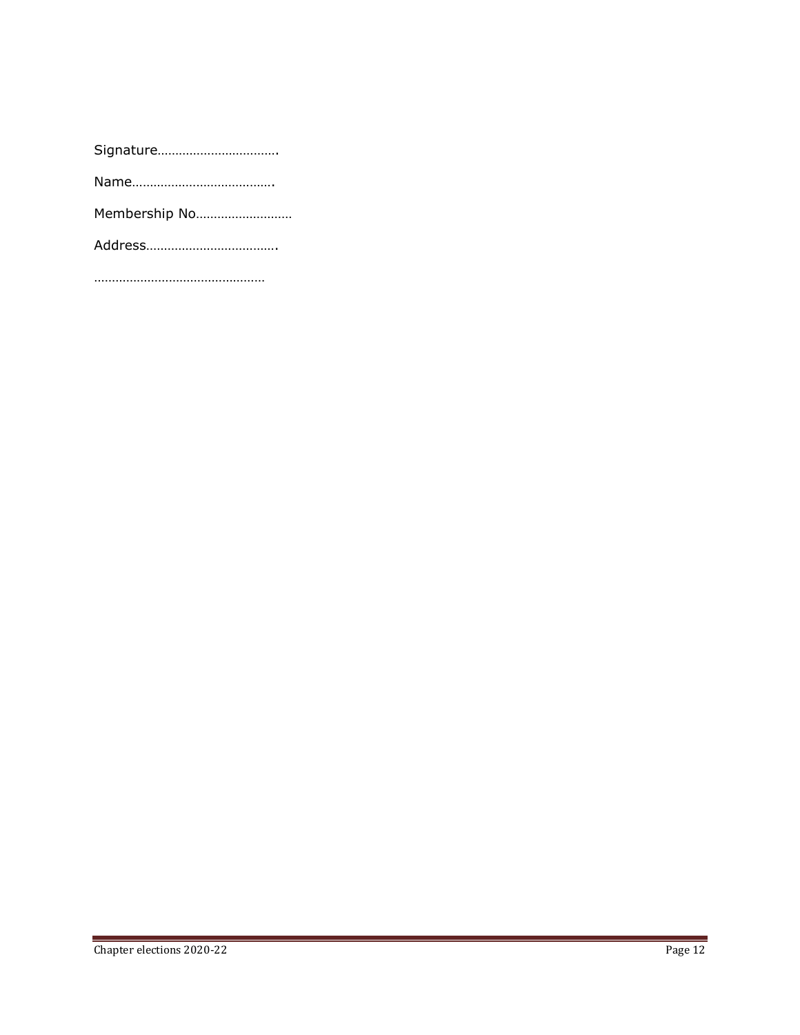Signature…………………………….

Name………………………………….

Membership No………………………

Address……………………………….

…………………………………………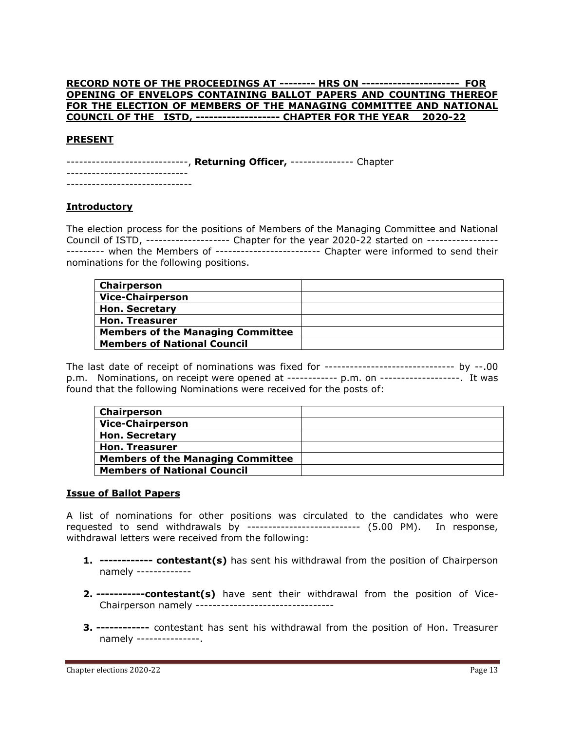**<u>RECORD NOTE OF THE PROCEEDINGS AT -------- HRS ON ---------------------- FOR OPENING OF ENVELOPS CONTAINING BALLOT PAPERS AND COUNTING THEREOF FOR THE ELECTION OF MEMBERS OF THE MANAGING C0MMITTEE AND NATIONAL COUNCIL OF THE ISTD, ------------------ CHAPTER FOR THE YEAR 2020-22</u>**

**<u>PRESENT</u>**

----------------------------, **Returning Officer,** --------------- Chapter
----------------------------
-----------------------------

**<u>Introductory</u>**

The election process for the positions of Members of the Managing Committee and National Council of ISTD, ------------------- Chapter for the year 2020-22 started on ------------------------- when the Members of ------------------------ Chapter were informed to send their nominations for the following positions.

| | |
|---|---|
| **Chairperson** | |
| **Vice-Chairperson** | |
| **Hon. Secretary** | |
| **Hon. Treasurer** | |
| **Members of the Managing Committee** | |
| **Members of National Council** | |

The last date of receipt of nominations was fixed for ------------------------------ by --.00 p.m. Nominations, on receipt were opened at ----------- p.m. on -------------------. It was found that the following Nominations were received for the posts of:

| | |
|---|---|
| **Chairperson** | |
| **Vice-Chairperson** | |
| **Hon. Secretary** | |
| **Hon. Treasurer** | |
| **Members of the Managing Committee** | |
| **Members of National Council** | |

**<u>Issue of Ballot Papers</u>**

A list of nominations for other positions was circulated to the candidates who were requested to send withdrawals by -------------------------- (5.00 PM). In response, withdrawal letters were received from the following:

1. **------------ contestant(s)** has sent his withdrawal from the position of Chairperson namely -------------

2. **-----------contestant(s)** have sent their withdrawal from the position of Vice-Chairperson namely --------------------------------

3. **------------** contestant has sent his withdrawal from the position of Hon. Treasurer namely ---------------.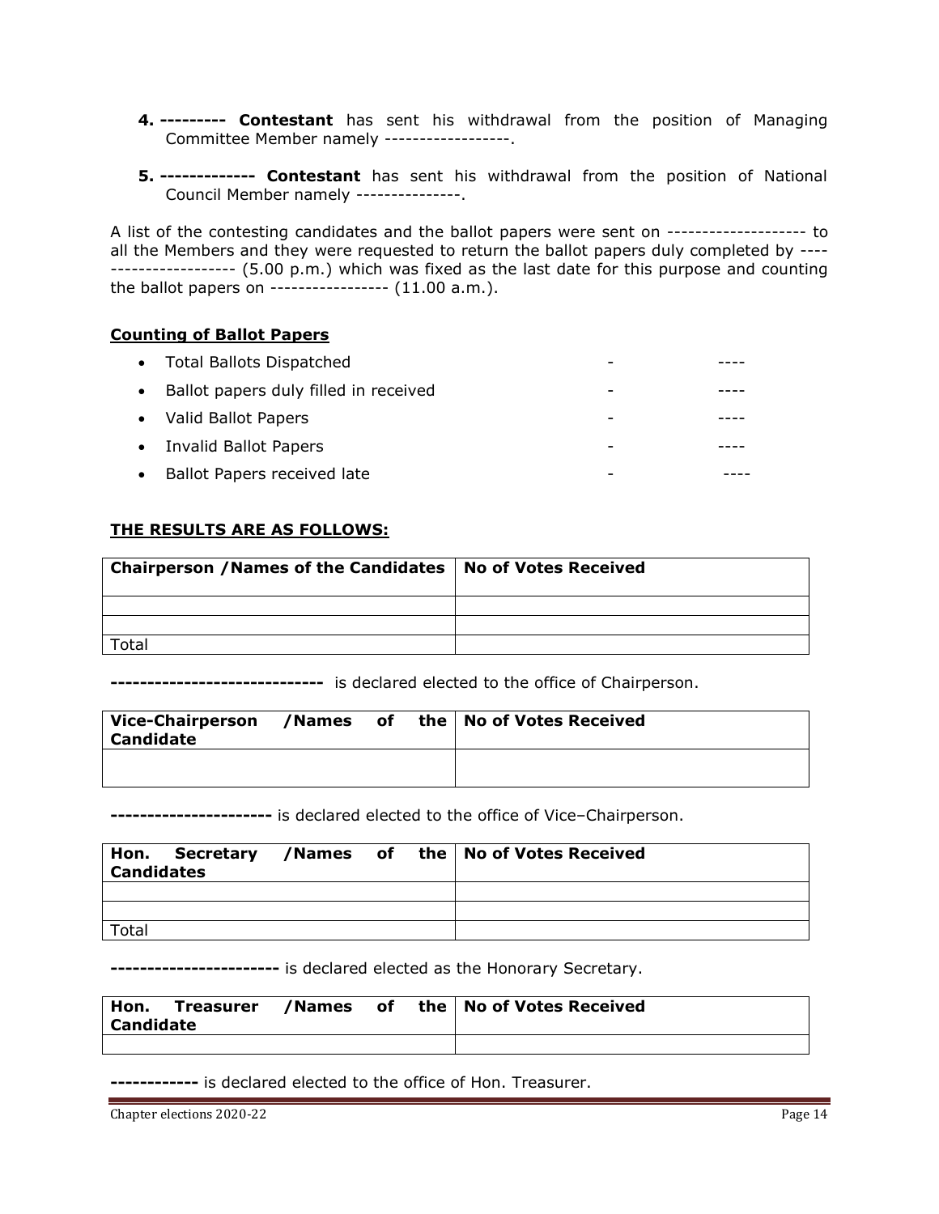4. **--------- Contestant** has sent his withdrawal from the position of Managing Committee Member namely ------------------.

5. **------------- Contestant** has sent his withdrawal from the position of National Council Member namely ---------------.

A list of the contesting candidates and the ballot papers were sent on -------------------- to all the Members and they were requested to return the ballot papers duly completed by ---------------------- (5.00 p.m.) which was fixed as the last date for this purpose and counting the ballot papers on ----------------- (11.00 a.m.).

**Counting of Ballot Papers**

- Total Ballots Dispatched - ----
- Ballot papers duly filled in received - ----
- Valid Ballot Papers - ----
- Invalid Ballot Papers - ----
- Ballot Papers received late - ----

**THE RESULTS ARE AS FOLLOWS:**

| Chairperson /Names of the Candidates | No of Votes Received |
|---|---|
| | |
| | |
| Total | |

**-----------------------------** is declared elected to the office of Chairperson.

| Vice-Chairperson /Names of the Candidate | No of Votes Received |
|---|---|
| | |

**----------------------** is declared elected to the office of Vice–Chairperson.

| Hon. Secretary /Names of the Candidates | No of Votes Received |
|---|---|
| | |
| | |
| Total | |

**-----------------------** is declared elected as the Honorary Secretary.

| Hon. Treasurer /Names of the Candidate | No of Votes Received |
|---|---|
| | |

**------------** is declared elected to the office of Hon. Treasurer.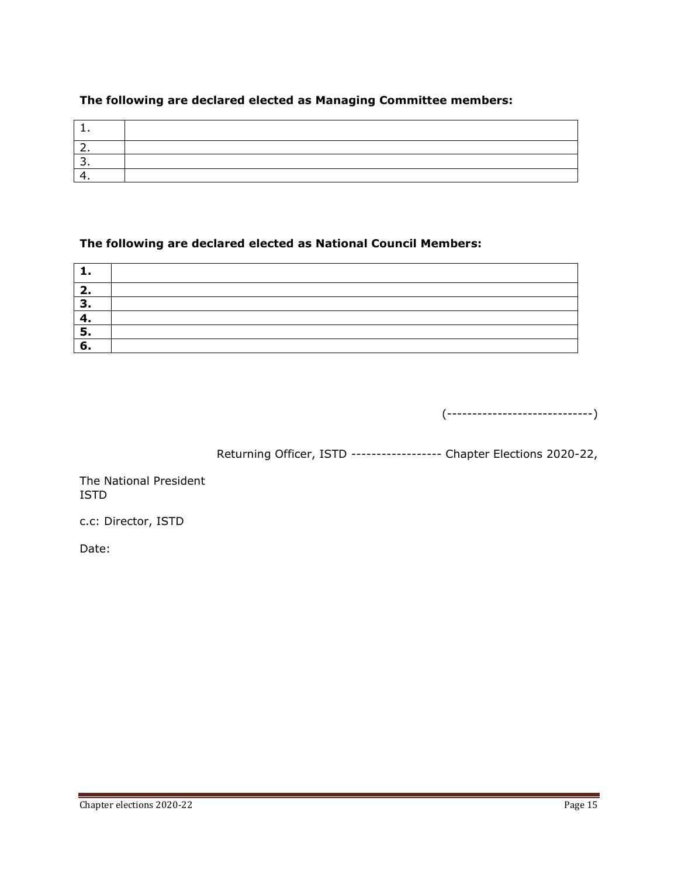**The following are declared elected as Managing Committee members:**

| | |
|---|---|
| 1. | |
| 2. | |
| 3. | |
| 4. | |

**The following are declared elected as National Council Members:**

| | |
|---|---|
| **1.** | |
| **2.** | |
| **3.** | |
| **4.** | |
| **5.** | |
| **6.** | |

(-----------------------------)

Returning Officer, ISTD ------------------ Chapter Elections 2020-22,

The National President
ISTD

c.c: Director, ISTD

Date: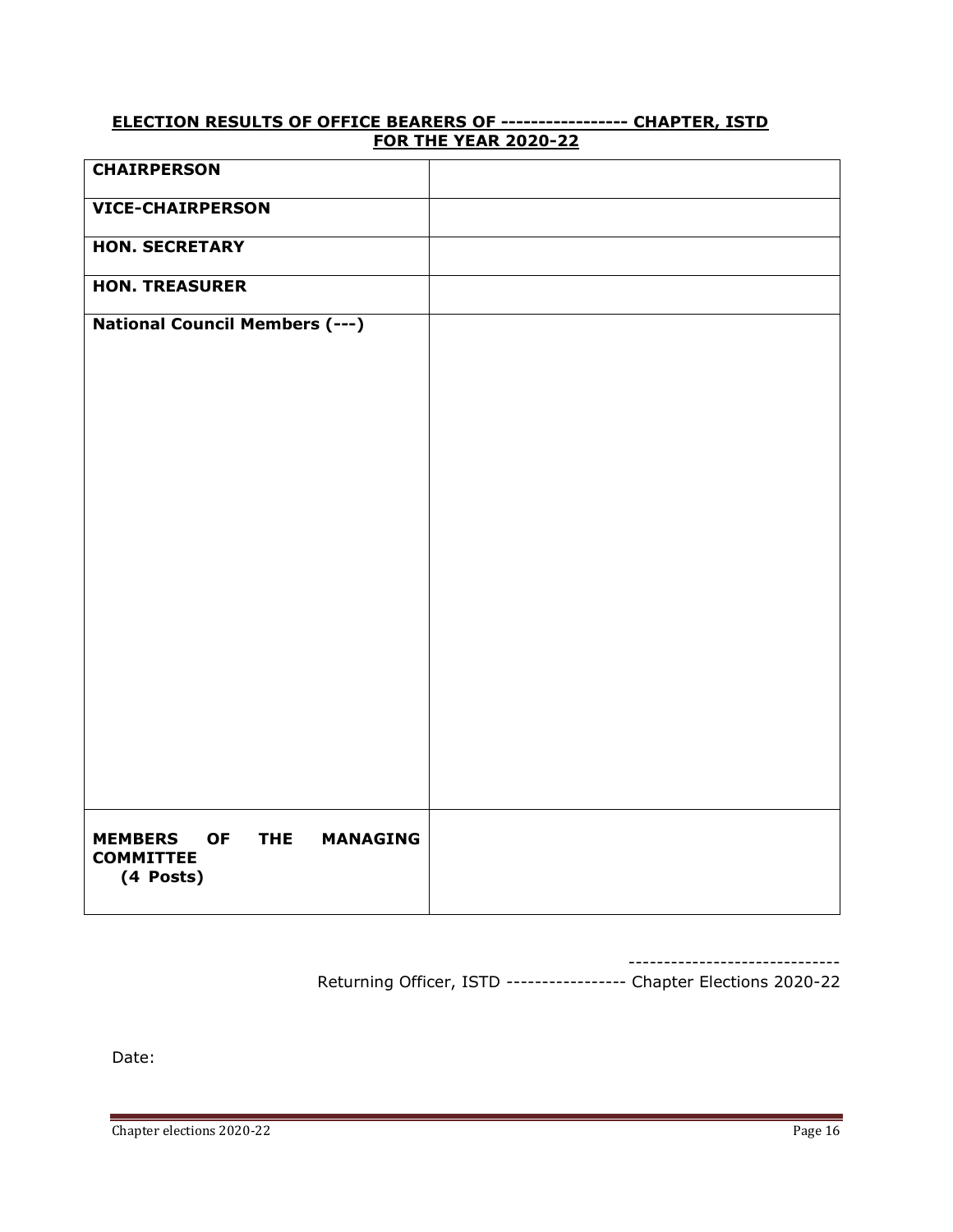**ELECTION RESULTS OF OFFICE BEARERS OF ---------------- CHAPTER, ISTD**
**FOR THE YEAR 2020-22**

| | |
|---|---|
| **CHAIRPERSON** | |
| **VICE-CHAIRPERSON** | |
| **HON. SECRETARY** | |
| **HON. TREASURER** | |
| **National Council Members (---)** | |
| **MEMBERS OF THE MANAGING COMMITTEE (4 Posts)** | |

-----------------------------
Returning Officer, ISTD ---------------- Chapter Elections 2020-22

Date: